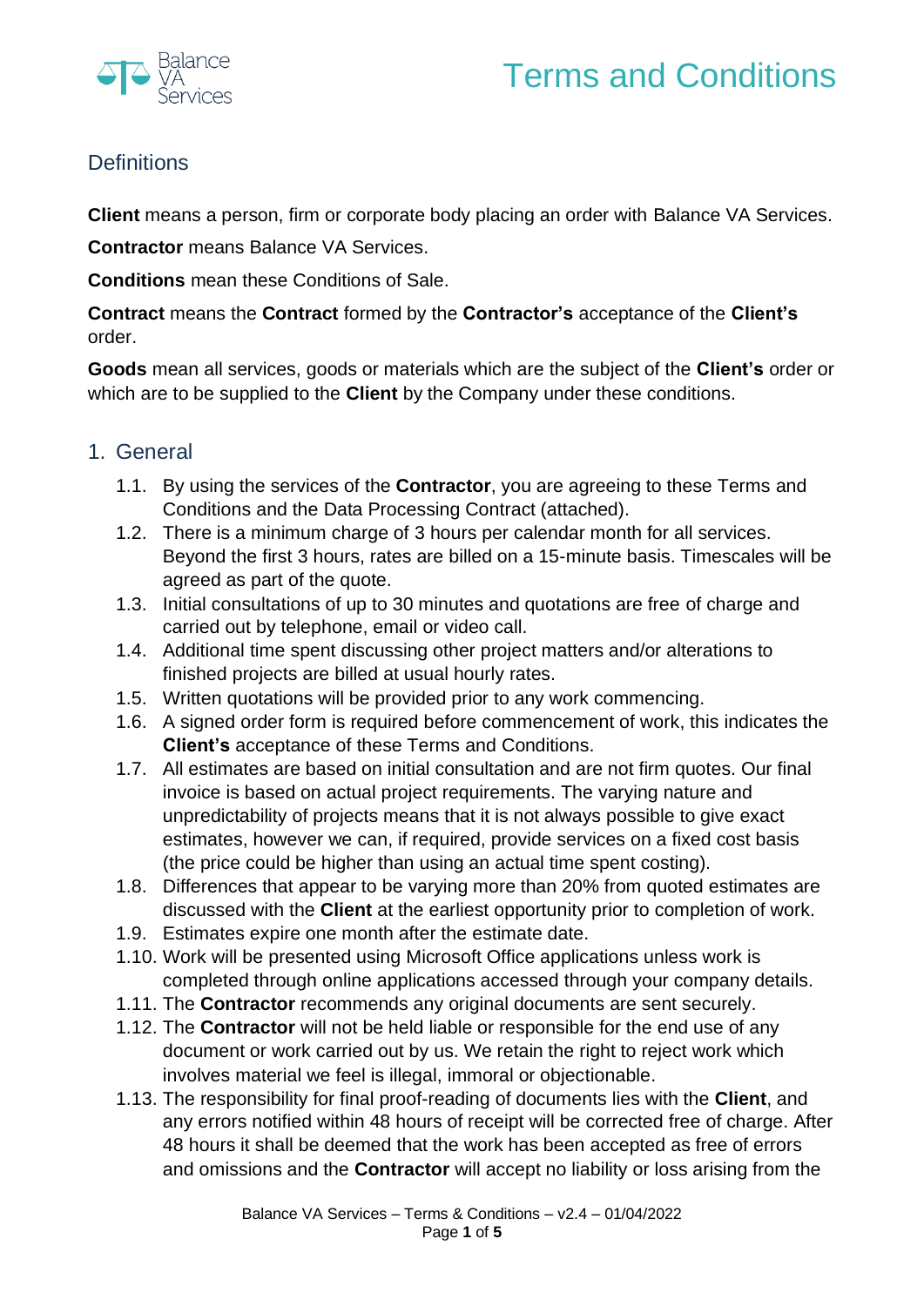# Terms and Conditions

## Definitions

**Client** means a person, firm or corporate body placing an order with Balance VA Services.

**Contractor** means Balance VA Services.

**Conditions** mean these Conditions of Sale.

**Contract** means the **Contract** formed by the **Contractor's** acceptance of the **Client's** order.

**Goods** mean all services, goods or materials which are the subject of the **Client's** order or which are to be supplied to the **Client** by the Company under these conditions.

## 1. General

- 1.1. By using the services of the **Contractor**, you are agreeing to these Terms and Conditions and the Data Processing Contract (attached).
- 1.2. There is a minimum charge of 3 hours per calendar month for all services. Beyond the first 3 hours, rates are billed on a 15-minute basis. Timescales will be agreed as part of the quote.
- 1.3. Initial consultations of up to 30 minutes and quotations are free of charge and carried out by telephone, email or video call.
- 1.4. Additional time spent discussing other project matters and/or alterations to finished projects are billed at usual hourly rates.
- 1.5. Written quotations will be provided prior to any work commencing.
- 1.6. A signed order form is required before commencement of work, this indicates the **Client's** acceptance of these Terms and Conditions.
- 1.7. All estimates are based on initial consultation and are not firm quotes. Our final invoice is based on actual project requirements. The varying nature and unpredictability of projects means that it is not always possible to give exact estimates, however we can, if required, provide services on a fixed cost basis (the price could be higher than using an actual time spent costing).
- 1.8. Differences that appear to be varying more than 20% from quoted estimates are discussed with the **Client** at the earliest opportunity prior to completion of work.
- 1.9. Estimates expire one month after the estimate date.
- 1.10. Work will be presented using Microsoft Office applications unless work is completed through online applications accessed through your company details.
- 1.11. The **Contractor** recommends any original documents are sent securely.
- 1.12. The **Contractor** will not be held liable or responsible for the end use of any document or work carried out by us. We retain the right to reject work which involves material we feel is illegal, immoral or objectionable.
- 1.13. The responsibility for final proof-reading of documents lies with the **Client**, and any errors notified within 48 hours of receipt will be corrected free of charge. After 48 hours it shall be deemed that the work has been accepted as free of errors and omissions and the **Contractor** will accept no liability or loss arising from the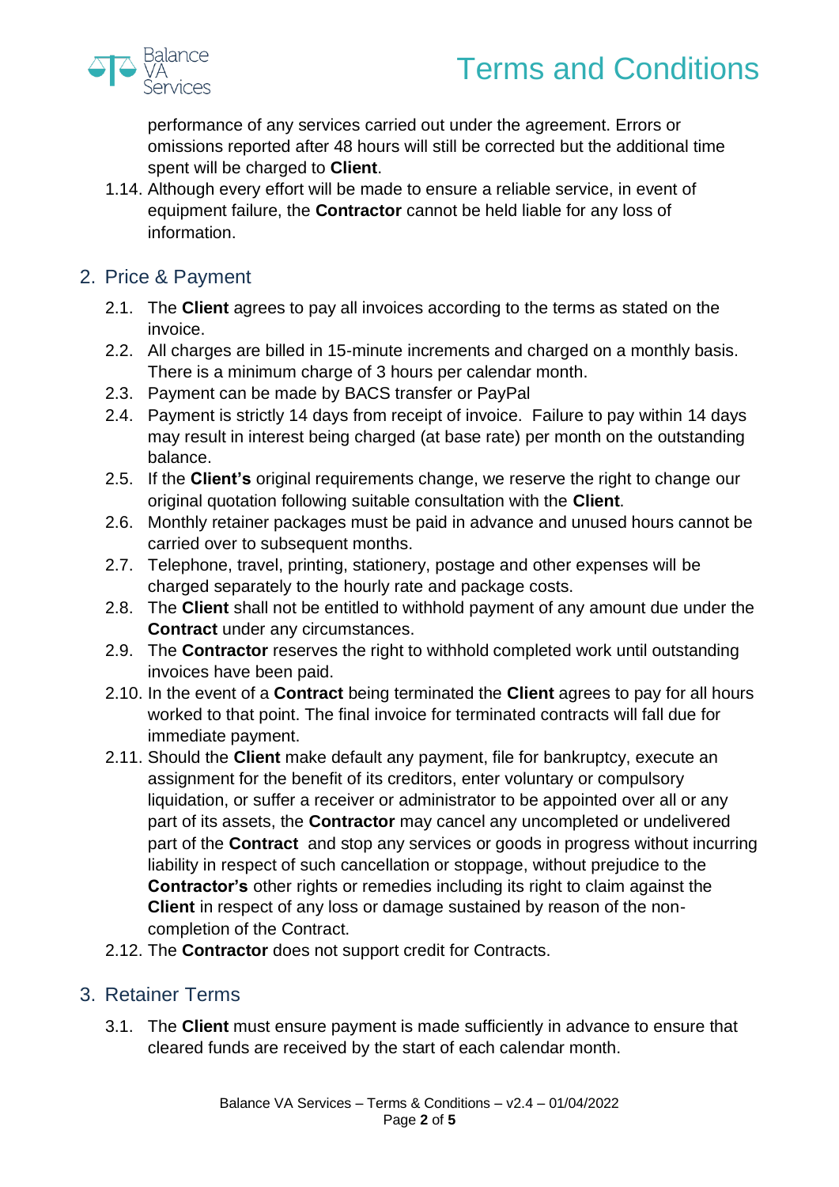performance of any services carried out under the agreement. Errors or omissions reported after 48 hours will still be corrected but the additional time spent will be charged to **Client**.

1.14. Although every effort will be made to ensure a reliable service, in event of equipment failure, the **Contractor** cannot be held liable for any loss of information.

## 2. Price & Payment

2.1. The **Client** agrees to pay all invoices according to the terms as stated on the invoice.

2.2. All charges are billed in 15-minute increments and charged on a monthly basis. There is a minimum charge of 3 hours per calendar month.

2.3. Payment can be made by BACS transfer or PayPal

2.4. Payment is strictly 14 days from receipt of invoice. Failure to pay within 14 days may result in interest being charged (at base rate) per month on the outstanding balance.

2.5. If the **Client's** original requirements change, we reserve the right to change our original quotation following suitable consultation with the **Client**.

2.6. Monthly retainer packages must be paid in advance and unused hours cannot be carried over to subsequent months.

2.7. Telephone, travel, printing, stationery, postage and other expenses will be charged separately to the hourly rate and package costs.

2.8. The **Client** shall not be entitled to withhold payment of any amount due under the **Contract** under any circumstances.

2.9. The **Contractor** reserves the right to withhold completed work until outstanding invoices have been paid.

2.10. In the event of a **Contract** being terminated the **Client** agrees to pay for all hours worked to that point. The final invoice for terminated contracts will fall due for immediate payment.

2.11. Should the **Client** make default any payment, file for bankruptcy, execute an assignment for the benefit of its creditors, enter voluntary or compulsory liquidation, or suffer a receiver or administrator to be appointed over all or any part of its assets, the **Contractor** may cancel any uncompleted or undelivered part of the **Contract** and stop any services or goods in progress without incurring liability in respect of such cancellation or stoppage, without prejudice to the **Contractor's** other rights or remedies including its right to claim against the **Client** in respect of any loss or damage sustained by reason of the non-completion of the Contract.

2.12. The **Contractor** does not support credit for Contracts.

## 3. Retainer Terms

3.1. The **Client** must ensure payment is made sufficiently in advance to ensure that cleared funds are received by the start of each calendar month.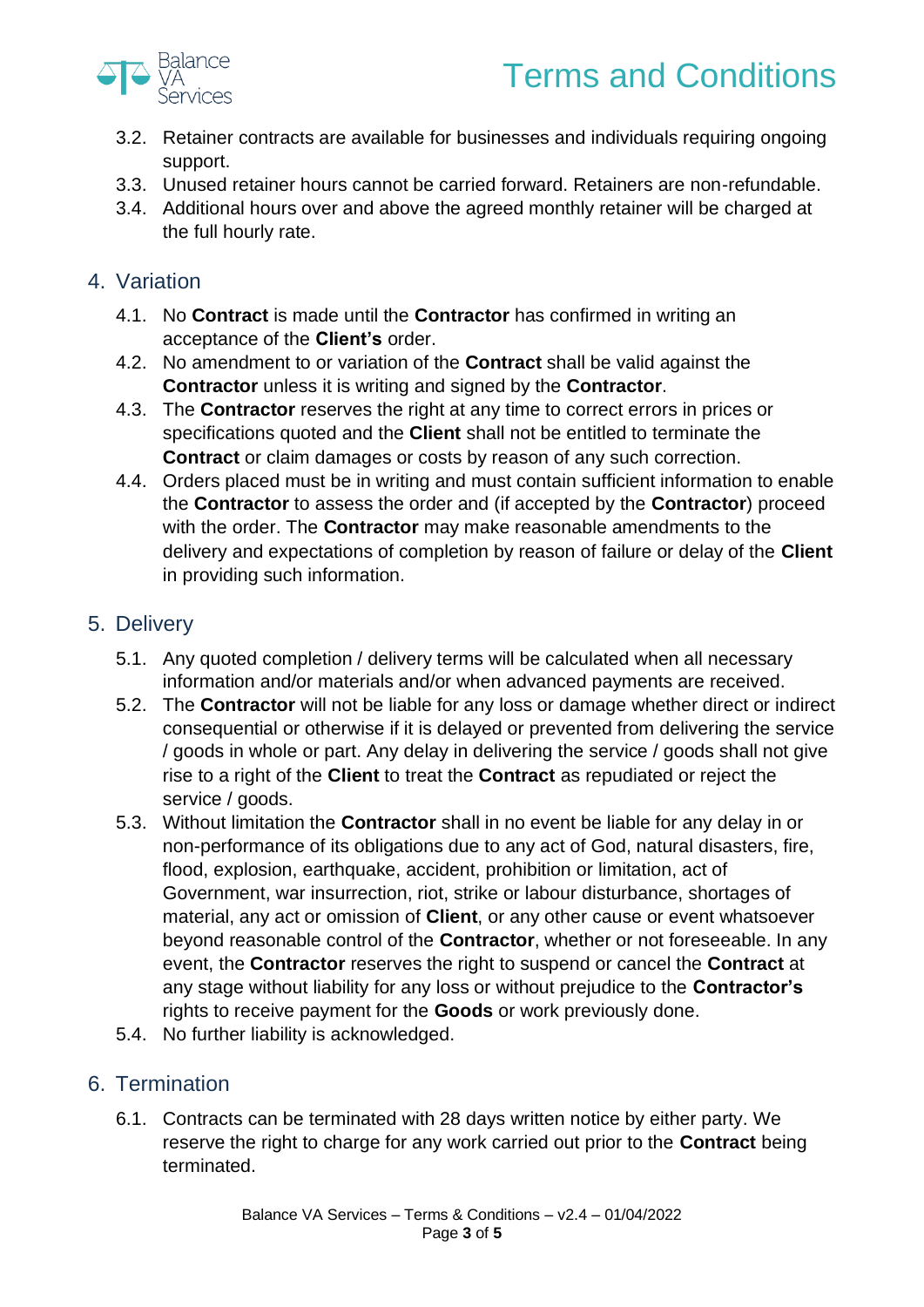3.2. Retainer contracts are available for businesses and individuals requiring ongoing support.

3.3. Unused retainer hours cannot be carried forward. Retainers are non-refundable.

3.4. Additional hours over and above the agreed monthly retainer will be charged at the full hourly rate.

## 4. Variation

4.1. No **Contract** is made until the **Contractor** has confirmed in writing an acceptance of the **Client's** order.

4.2. No amendment to or variation of the **Contract** shall be valid against the **Contractor** unless it is writing and signed by the **Contractor**.

4.3. The **Contractor** reserves the right at any time to correct errors in prices or specifications quoted and the **Client** shall not be entitled to terminate the **Contract** or claim damages or costs by reason of any such correction.

4.4. Orders placed must be in writing and must contain sufficient information to enable the **Contractor** to assess the order and (if accepted by the **Contractor**) proceed with the order. The **Contractor** may make reasonable amendments to the delivery and expectations of completion by reason of failure or delay of the **Client** in providing such information.

## 5. Delivery

5.1. Any quoted completion / delivery terms will be calculated when all necessary information and/or materials and/or when advanced payments are received.

5.2. The **Contractor** will not be liable for any loss or damage whether direct or indirect consequential or otherwise if it is delayed or prevented from delivering the service / goods in whole or part. Any delay in delivering the service / goods shall not give rise to a right of the **Client** to treat the **Contract** as repudiated or reject the service / goods.

5.3. Without limitation the **Contractor** shall in no event be liable for any delay in or non-performance of its obligations due to any act of God, natural disasters, fire, flood, explosion, earthquake, accident, prohibition or limitation, act of Government, war insurrection, riot, strike or labour disturbance, shortages of material, any act or omission of **Client**, or any other cause or event whatsoever beyond reasonable control of the **Contractor**, whether or not foreseeable. In any event, the **Contractor** reserves the right to suspend or cancel the **Contract** at any stage without liability for any loss or without prejudice to the **Contractor's** rights to receive payment for the **Goods** or work previously done.

5.4. No further liability is acknowledged.

## 6. Termination

6.1. Contracts can be terminated with 28 days written notice by either party. We reserve the right to charge for any work carried out prior to the **Contract** being terminated.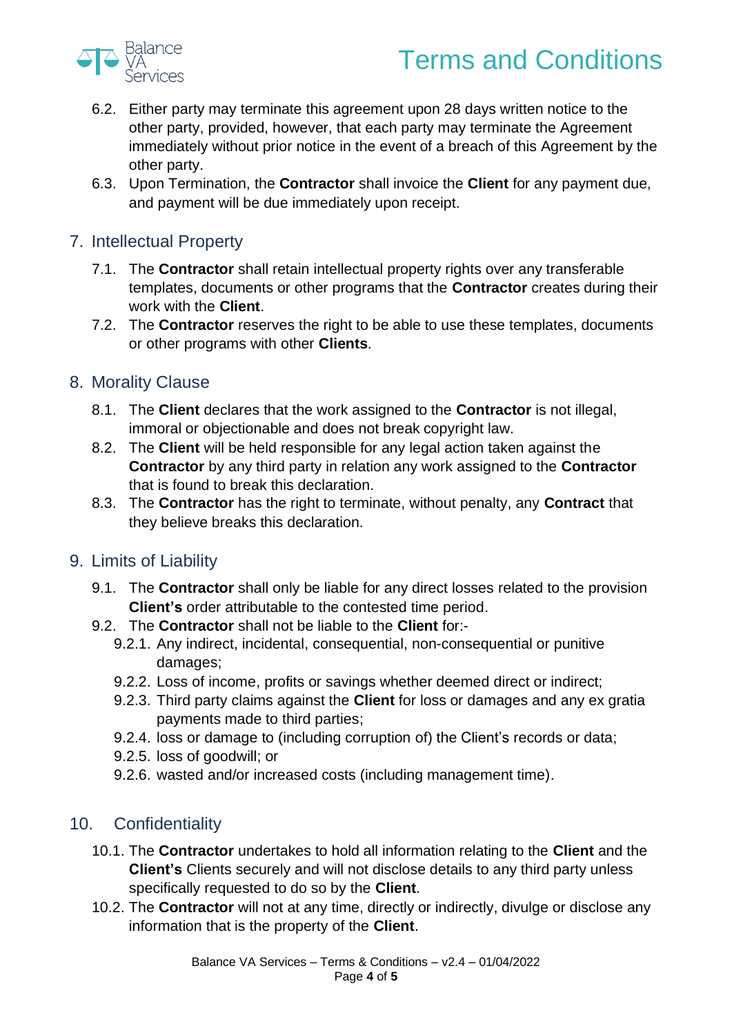6.2. Either party may terminate this agreement upon 28 days written notice to the other party, provided, however, that each party may terminate the Agreement immediately without prior notice in the event of a breach of this Agreement by the other party.

6.3. Upon Termination, the **Contractor** shall invoice the **Client** for any payment due, and payment will be due immediately upon receipt.

## 7. Intellectual Property

7.1. The **Contractor** shall retain intellectual property rights over any transferable templates, documents or other programs that the **Contractor** creates during their work with the **Client**.

7.2. The **Contractor** reserves the right to be able to use these templates, documents or other programs with other **Clients**.

## 8. Morality Clause

8.1. The **Client** declares that the work assigned to the **Contractor** is not illegal, immoral or objectionable and does not break copyright law.

8.2. The **Client** will be held responsible for any legal action taken against the **Contractor** by any third party in relation any work assigned to the **Contractor** that is found to break this declaration.

8.3. The **Contractor** has the right to terminate, without penalty, any **Contract** that they believe breaks this declaration.

## 9. Limits of Liability

9.1. The **Contractor** shall only be liable for any direct losses related to the provision **Client's** order attributable to the contested time period.

9.2. The **Contractor** shall not be liable to the **Client** for:-

9.2.1. Any indirect, incidental, consequential, non-consequential or punitive damages;

9.2.2. Loss of income, profits or savings whether deemed direct or indirect;

9.2.3. Third party claims against the **Client** for loss or damages and any ex gratia payments made to third parties;

9.2.4. loss or damage to (including corruption of) the Client's records or data;

9.2.5. loss of goodwill; or

9.2.6. wasted and/or increased costs (including management time).

## 10. Confidentiality

10.1. The **Contractor** undertakes to hold all information relating to the **Client** and the **Client's** Clients securely and will not disclose details to any third party unless specifically requested to do so by the **Client**.

10.2. The **Contractor** will not at any time, directly or indirectly, divulge or disclose any information that is the property of the **Client**.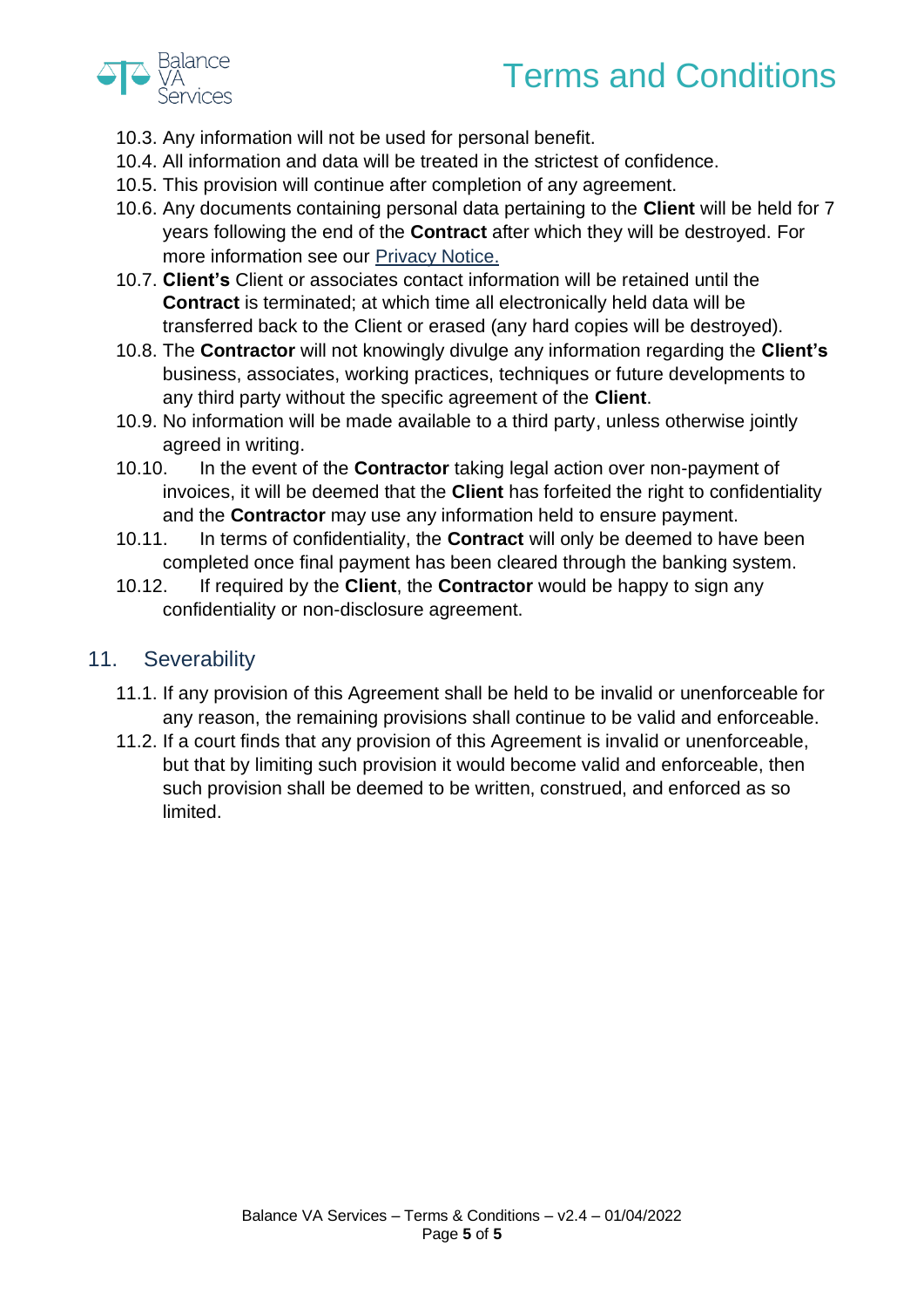10.3. Any information will not be used for personal benefit.

10.4. All information and data will be treated in the strictest of confidence.

10.5. This provision will continue after completion of any agreement.

10.6. Any documents containing personal data pertaining to the **Client** will be held for 7 years following the end of the **Contract** after which they will be destroyed. For more information see our Privacy Notice.

10.7. **Client's** Client or associates contact information will be retained until the **Contract** is terminated; at which time all electronically held data will be transferred back to the Client or erased (any hard copies will be destroyed).

10.8. The **Contractor** will not knowingly divulge any information regarding the **Client's** business, associates, working practices, techniques or future developments to any third party without the specific agreement of the **Client**.

10.9. No information will be made available to a third party, unless otherwise jointly agreed in writing.

10.10. In the event of the **Contractor** taking legal action over non-payment of invoices, it will be deemed that the **Client** has forfeited the right to confidentiality and the **Contractor** may use any information held to ensure payment.

10.11. In terms of confidentiality, the **Contract** will only be deemed to have been completed once final payment has been cleared through the banking system.

10.12. If required by the **Client**, the **Contractor** would be happy to sign any confidentiality or non-disclosure agreement.

## 11. Severability

11.1. If any provision of this Agreement shall be held to be invalid or unenforceable for any reason, the remaining provisions shall continue to be valid and enforceable.

11.2. If a court finds that any provision of this Agreement is invalid or unenforceable, but that by limiting such provision it would become valid and enforceable, then such provision shall be deemed to be written, construed, and enforced as so limited.